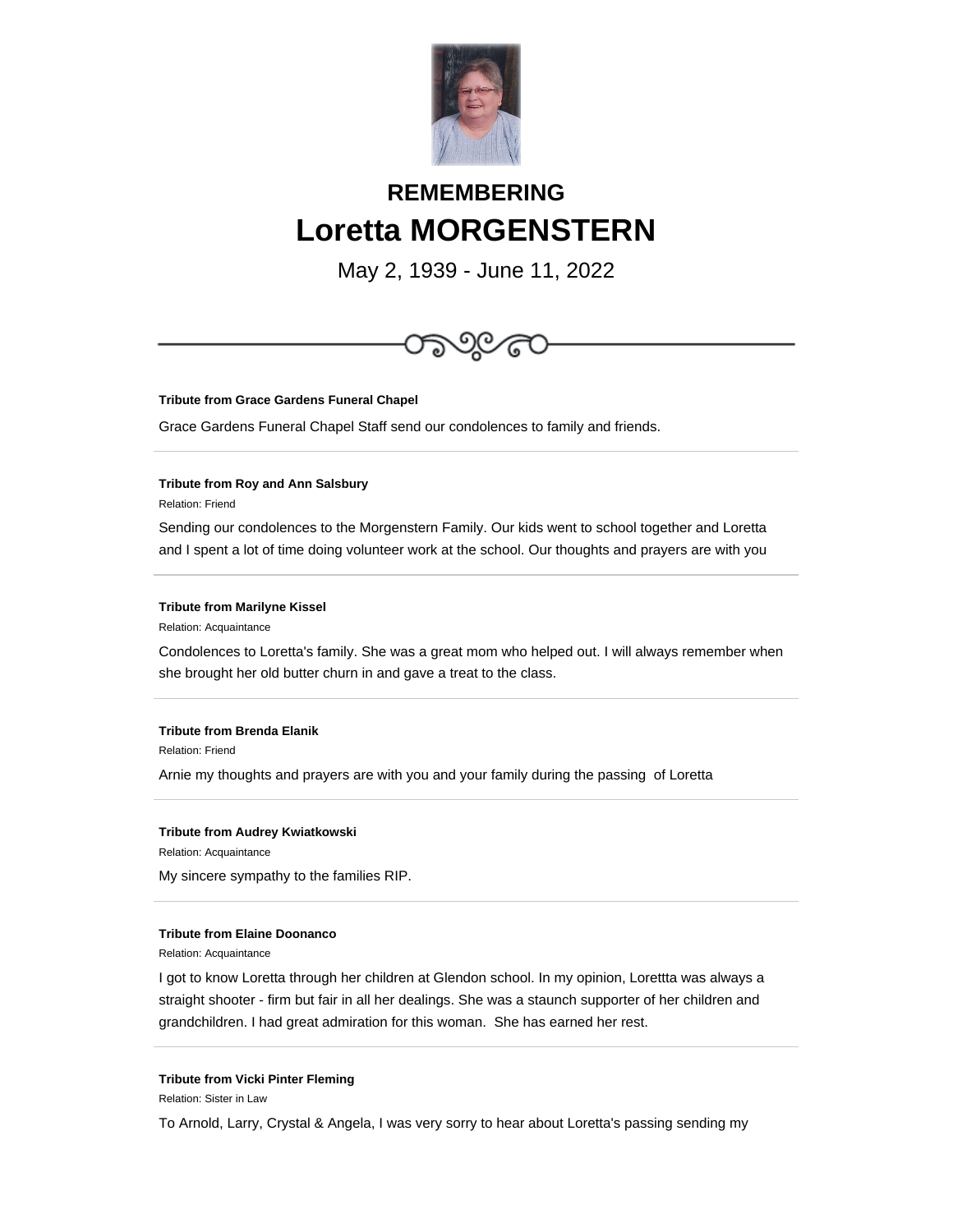# REMEMBERING

# Loretta MORGENSTERN

May 2, 1939 - June 11, 2022

---

**Tribute from Grace Gardens Funeral Chapel**

Grace Gardens Funeral Chapel Staff send our condolences to family and friends.

---

**Tribute from Roy and Ann Salsbury**

Relation: Friend

Sending our condolences to the Morgenstern Family. Our kids went to school together and Loretta and I spent a lot of time doing volunteer work at the school. Our thoughts and prayers are with you

---

**Tribute from Marilyne Kissel**

Relation: Acquaintance

Condolences to Loretta's family. She was a great mom who helped out. I will always remember when she brought her old butter churn in and gave a treat to the class.

---

**Tribute from Brenda Elanik**

Relation: Friend

Arnie my thoughts and prayers are with you and your family during the passing  of Loretta

---

**Tribute from Audrey Kwiatkowski**

Relation: Acquaintance

My sincere sympathy to the families RIP.

---

**Tribute from Elaine Doonanco**

Relation: Acquaintance

I got to know Loretta through her children at Glendon school. In my opinion, Lorettta was always a straight shooter - firm but fair in all her dealings. She was a staunch supporter of her children and grandchildren. I had great admiration for this woman.  She has earned her rest.

---

**Tribute from Vicki Pinter Fleming**

Relation: Sister in Law

To Arnold, Larry, Crystal & Angela, I was very sorry to hear about Loretta's passing sending my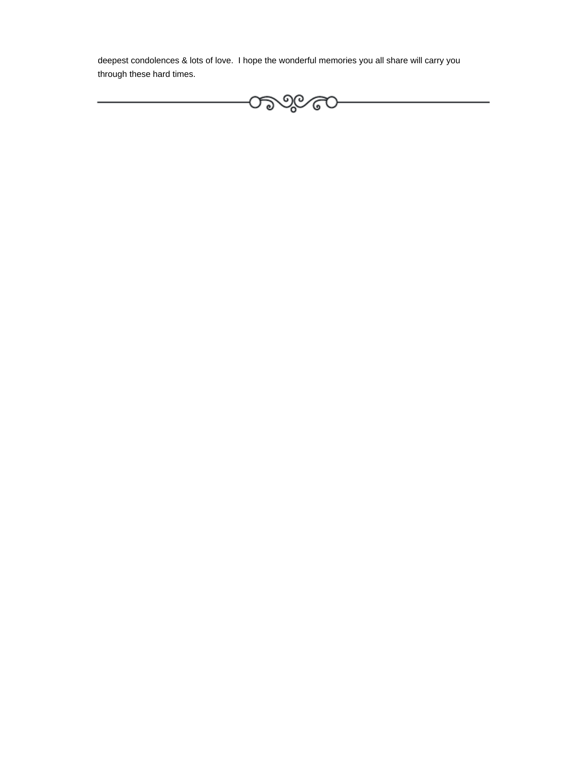deepest condolences & lots of love.  I hope the wonderful memories you all share will carry you through these hard times.